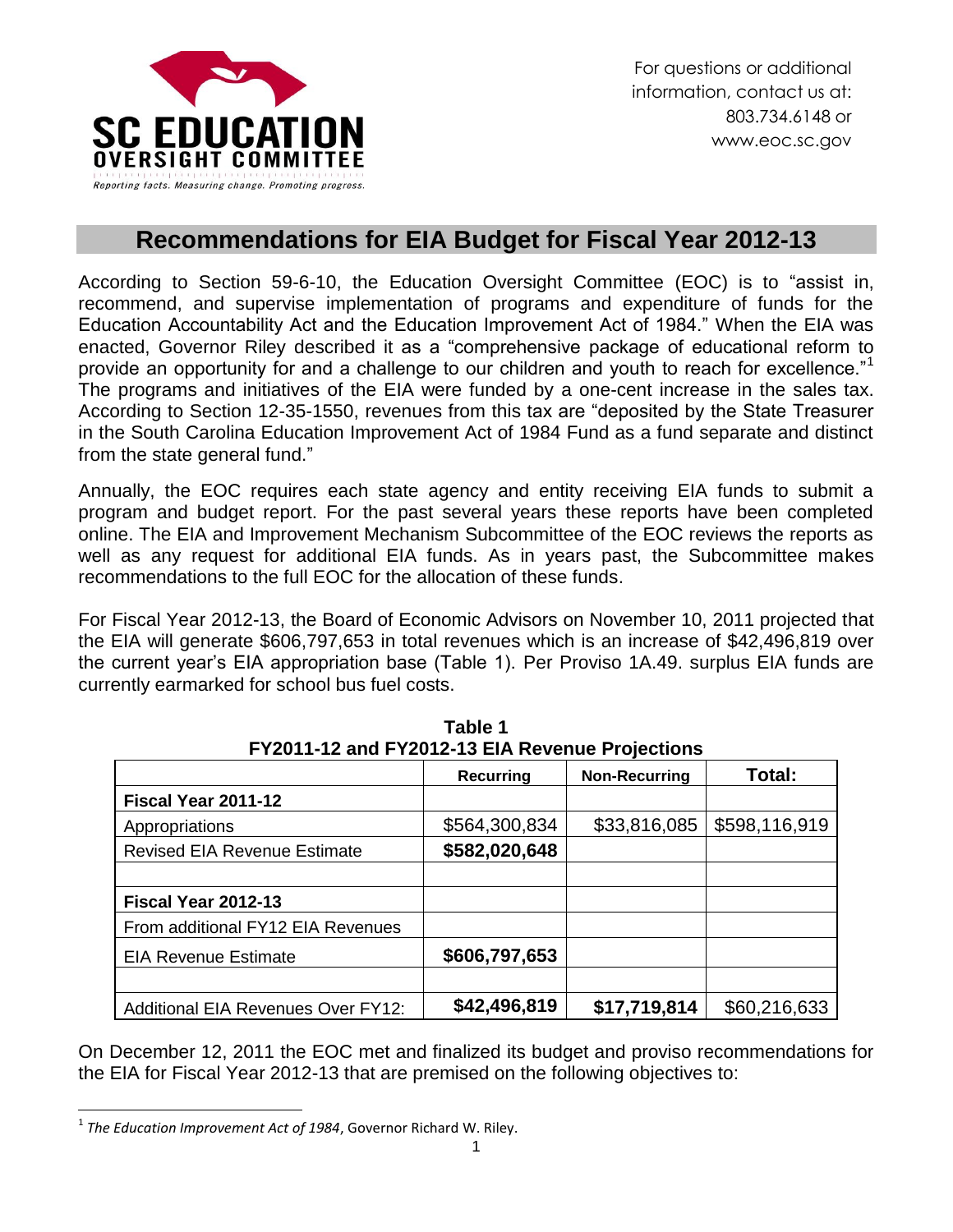SC EDUCATION OVERSIGHT COMMITTEE

*Reporting facts. Measuring change. Promoting progress.*

For questions or additional information, contact us at: 803.734.6148 or www.eoc.sc.gov

# Recommendations for EIA Budget for Fiscal Year 2012-13

According to Section 59-6-10, the Education Oversight Committee (EOC) is to "assist in, recommend, and supervise implementation of programs and expenditure of funds for the Education Accountability Act and the Education Improvement Act of 1984." When the EIA was enacted, Governor Riley described it as a "comprehensive package of educational reform to provide an opportunity for and a challenge to our children and youth to reach for excellence."[1] The programs and initiatives of the EIA were funded by a one-cent increase in the sales tax. According to Section 12-35-1550, revenues from this tax are "deposited by the State Treasurer in the South Carolina Education Improvement Act of 1984 Fund as a fund separate and distinct from the state general fund."

Annually, the EOC requires each state agency and entity receiving EIA funds to submit a program and budget report. For the past several years these reports have been completed online. The EIA and Improvement Mechanism Subcommittee of the EOC reviews the reports as well as any request for additional EIA funds. As in years past, the Subcommittee makes recommendations to the full EOC for the allocation of these funds.

For Fiscal Year 2012-13, the Board of Economic Advisors on November 10, 2011 projected that the EIA will generate $606,797,653 in total revenues which is an increase of $42,496,819 over the current year's EIA appropriation base (Table 1). Per Proviso 1A.49. surplus EIA funds are currently earmarked for school bus fuel costs.

**Table 1**
**FY2011-12 and FY2012-13 EIA Revenue Projections**

| | Recurring | Non-Recurring | Total: |
|---|---|---|---|
| **Fiscal Year 2011-12** | | | |
| Appropriations | $564,300,834 | $33,816,085 | $598,116,919 |
| Revised EIA Revenue Estimate | **$582,020,648** | | |
| | | | |
| **Fiscal Year 2012-13** | | | |
| From additional FY12 EIA Revenues | | | |
| EIA Revenue Estimate | **$606,797,653** | | |
| | | | |
| Additional EIA Revenues Over FY12: | **$42,496,819** | **$17,719,814** | $60,216,633 |

On December 12, 2011 the EOC met and finalized its budget and proviso recommendations for the EIA for Fiscal Year 2012-13 that are premised on the following objectives to:

[1] *The Education Improvement Act of 1984*, Governor Richard W. Riley.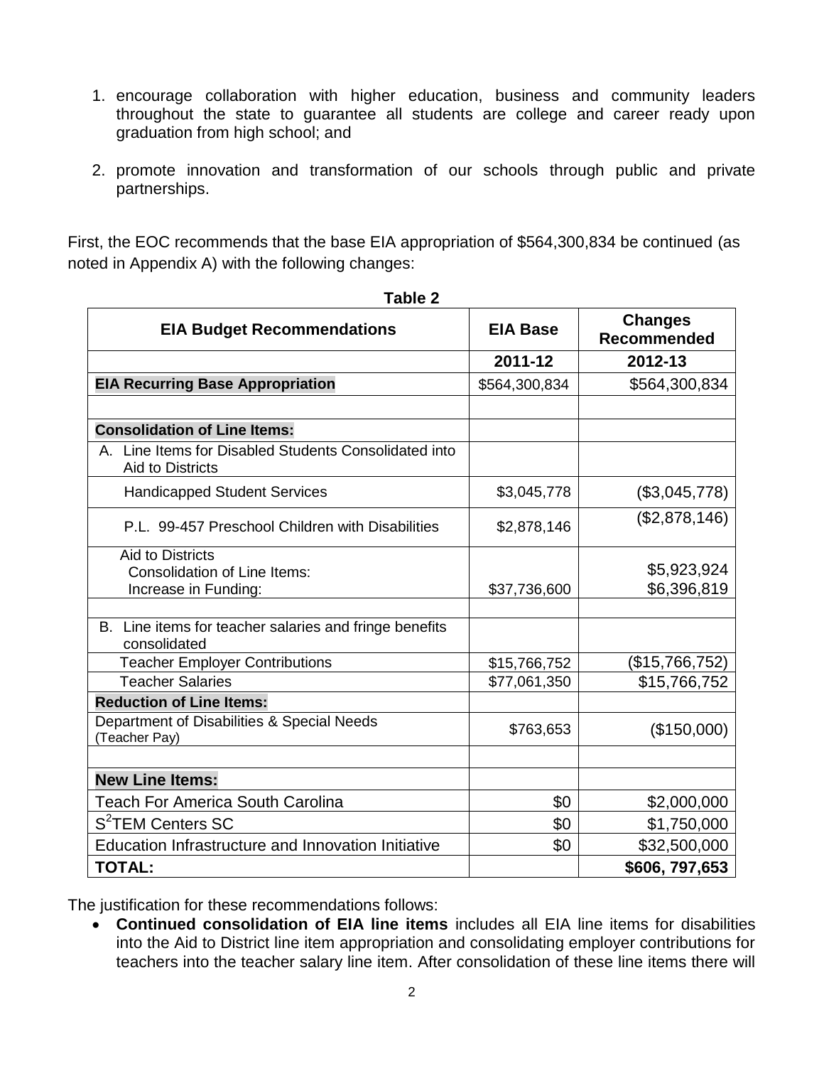1. encourage collaboration with higher education, business and community leaders throughout the state to guarantee all students are college and career ready upon graduation from high school; and

2. promote innovation and transformation of our schools through public and private partnerships.

First, the EOC recommends that the base EIA appropriation of $564,300,834 be continued (as noted in Appendix A) with the following changes:

**Table 2**

| EIA Budget Recommendations | EIA Base | Changes Recommended |
|---|---|---|
| | **2011-12** | **2012-13** |
| **EIA Recurring Base Appropriation** | $564,300,834 | $564,300,834 |
| | | |
| **Consolidation of Line Items:** | | |
| A. Line Items for Disabled Students Consolidated into Aid to Districts | | |
| Handicapped Student Services | $3,045,778 | ($3,045,778) |
| P.L. 99-457 Preschool Children with Disabilities | $2,878,146 | ($2,878,146) |
| Aid to Districts<br>Consolidation of Line Items:<br>Increase in Funding: | $37,736,600 | $5,923,924<br>$6,396,819 |
| | | |
| B. Line items for teacher salaries and fringe benefits consolidated | | |
| Teacher Employer Contributions | $15,766,752 | ($15,766,752) |
| Teacher Salaries | $77,061,350 | $15,766,752 |
| **Reduction of Line Items:** | | |
| Department of Disabilities & Special Needs (Teacher Pay) | $763,653 | ($150,000) |
| | | |
| **New Line Items:** | | |
| Teach For America South Carolina | $0 | $2,000,000 |
| $S^2$TEM Centers SC | $0 | $1,750,000 |
| Education Infrastructure and Innovation Initiative | $0 | $32,500,000 |
| **TOTAL:** | | **$606, 797,653** |

The justification for these recommendations follows:

- **Continued consolidation of EIA line items** includes all EIA line items for disabilities into the Aid to District line item appropriation and consolidating employer contributions for teachers into the teacher salary line item. After consolidation of these line items there will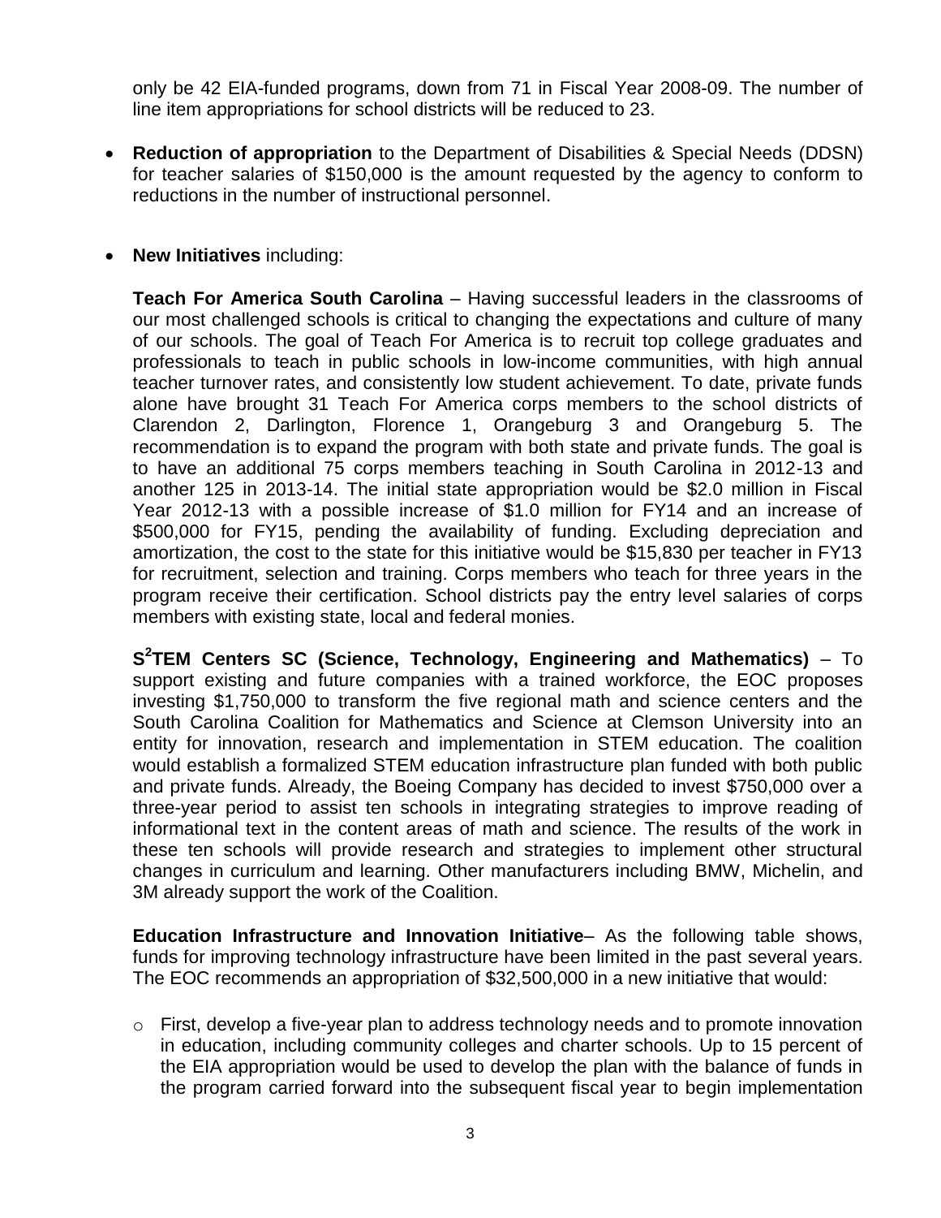only be 42 EIA-funded programs, down from 71 in Fiscal Year 2008-09. The number of line item appropriations for school districts will be reduced to 23.

- **Reduction of appropriation** to the Department of Disabilities & Special Needs (DDSN) for teacher salaries of $150,000 is the amount requested by the agency to conform to reductions in the number of instructional personnel.

- **New Initiatives** including:

  **Teach For America South Carolina** – Having successful leaders in the classrooms of our most challenged schools is critical to changing the expectations and culture of many of our schools. The goal of Teach For America is to recruit top college graduates and professionals to teach in public schools in low-income communities, with high annual teacher turnover rates, and consistently low student achievement. To date, private funds alone have brought 31 Teach For America corps members to the school districts of Clarendon 2, Darlington, Florence 1, Orangeburg 3 and Orangeburg 5. The recommendation is to expand the program with both state and private funds. The goal is to have an additional 75 corps members teaching in South Carolina in 2012-13 and another 125 in 2013-14. The initial state appropriation would be $2.0 million in Fiscal Year 2012-13 with a possible increase of $1.0 million for FY14 and an increase of $500,000 for FY15, pending the availability of funding. Excluding depreciation and amortization, the cost to the state for this initiative would be $15,830 per teacher in FY13 for recruitment, selection and training. Corps members who teach for three years in the program receive their certification. School districts pay the entry level salaries of corps members with existing state, local and federal monies.

  **S$^2$TEM Centers SC (Science, Technology, Engineering and Mathematics)** – To support existing and future companies with a trained workforce, the EOC proposes investing $1,750,000 to transform the five regional math and science centers and the South Carolina Coalition for Mathematics and Science at Clemson University into an entity for innovation, research and implementation in STEM education. The coalition would establish a formalized STEM education infrastructure plan funded with both public and private funds. Already, the Boeing Company has decided to invest $750,000 over a three-year period to assist ten schools in integrating strategies to improve reading of informational text in the content areas of math and science. The results of the work in these ten schools will provide research and strategies to implement other structural changes in curriculum and learning. Other manufacturers including BMW, Michelin, and 3M already support the work of the Coalition.

  **Education Infrastructure and Innovation Initiative**– As the following table shows, funds for improving technology infrastructure have been limited in the past several years. The EOC recommends an appropriation of $32,500,000 in a new initiative that would:

  - First, develop a five-year plan to address technology needs and to promote innovation in education, including community colleges and charter schools. Up to 15 percent of the EIA appropriation would be used to develop the plan with the balance of funds in the program carried forward into the subsequent fiscal year to begin implementation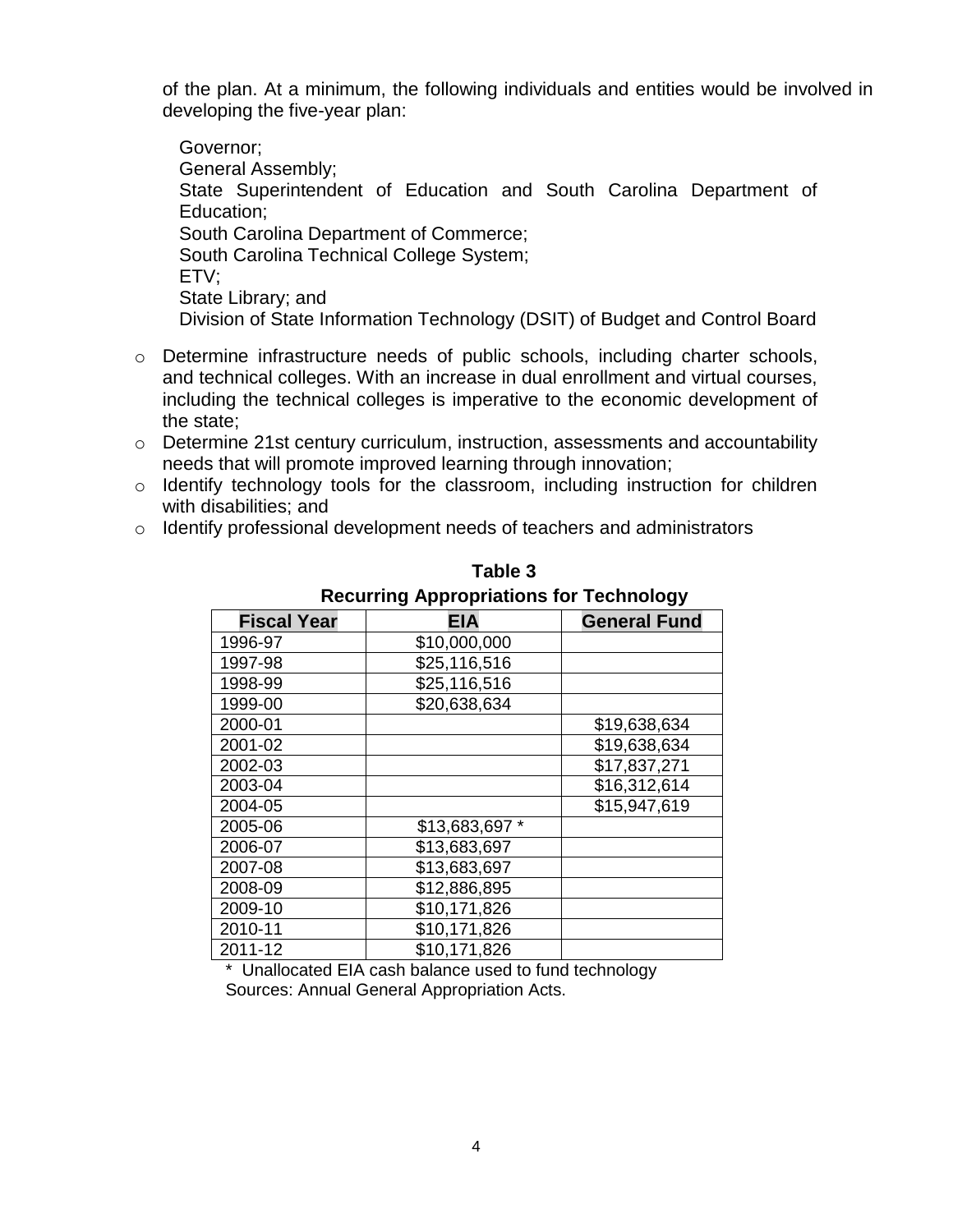of the plan. At a minimum, the following individuals and entities would be involved in developing the five-year plan:

Governor;
General Assembly;
State Superintendent of Education and South Carolina Department of Education;
South Carolina Department of Commerce;
South Carolina Technical College System;
ETV;
State Library; and
Division of State Information Technology (DSIT) of Budget and Control Board

- Determine infrastructure needs of public schools, including charter schools, and technical colleges. With an increase in dual enrollment and virtual courses, including the technical colleges is imperative to the economic development of the state;
- Determine 21st century curriculum, instruction, assessments and accountability needs that will promote improved learning through innovation;
- Identify technology tools for the classroom, including instruction for children with disabilities; and
- Identify professional development needs of teachers and administrators

**Table 3**
**Recurring Appropriations for Technology**

| Fiscal Year | EIA | General Fund |
|---|---|---|
| 1996-97 | $10,000,000 | |
| 1997-98 | $25,116,516 | |
| 1998-99 | $25,116,516 | |
| 1999-00 | $20,638,634 | |
| 2000-01 | | $19,638,634 |
| 2001-02 | | $19,638,634 |
| 2002-03 | | $17,837,271 |
| 2003-04 | | $16,312,614 |
| 2004-05 | | $15,947,619 |
| 2005-06 | $13,683,697 * | |
| 2006-07 | $13,683,697 | |
| 2007-08 | $13,683,697 | |
| 2008-09 | $12,886,895 | |
| 2009-10 | $10,171,826 | |
| 2010-11 | $10,171,826 | |
| 2011-12 | $10,171,826 | |

\* Unallocated EIA cash balance used to fund technology
Sources: Annual General Appropriation Acts.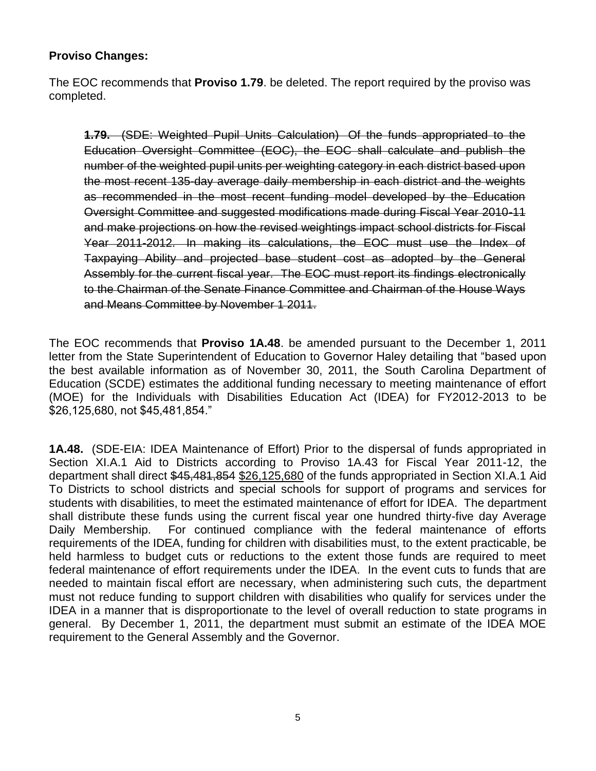**Proviso Changes:**

The EOC recommends that **Proviso 1.79**. be deleted. The report required by the proviso was completed.

> ~~**1.79.** (SDE: Weighted Pupil Units Calculation) Of the funds appropriated to the Education Oversight Committee (EOC), the EOC shall calculate and publish the number of the weighted pupil units per weighting category in each district based upon the most recent 135-day average daily membership in each district and the weights as recommended in the most recent funding model developed by the Education Oversight Committee and suggested modifications made during Fiscal Year 2010-11 and make projections on how the revised weightings impact school districts for Fiscal Year 2011-2012. In making its calculations, the EOC must use the Index of Taxpaying Ability and projected base student cost as adopted by the General Assembly for the current fiscal year. The EOC must report its findings electronically to the Chairman of the Senate Finance Committee and Chairman of the House Ways and Means Committee by November 1 2011.~~

The EOC recommends that **Proviso 1A.48**. be amended pursuant to the December 1, 2011 letter from the State Superintendent of Education to Governor Haley detailing that "based upon the best available information as of November 30, 2011, the South Carolina Department of Education (SCDE) estimates the additional funding necessary to meeting maintenance of effort (MOE) for the Individuals with Disabilities Education Act (IDEA) for FY2012-2013 to be $26,125,680, not $45,481,854."

**1A.48.** (SDE-EIA: IDEA Maintenance of Effort) Prior to the dispersal of funds appropriated in Section XI.A.1 Aid to Districts according to Proviso 1A.43 for Fiscal Year 2011-12, the department shall direct ~~$45,481,854~~ <u>$26,125,680</u> of the funds appropriated in Section XI.A.1 Aid To Districts to school districts and special schools for support of programs and services for students with disabilities, to meet the estimated maintenance of effort for IDEA. The department shall distribute these funds using the current fiscal year one hundred thirty-five day Average Daily Membership. For continued compliance with the federal maintenance of efforts requirements of the IDEA, funding for children with disabilities must, to the extent practicable, be held harmless to budget cuts or reductions to the extent those funds are required to meet federal maintenance of effort requirements under the IDEA. In the event cuts to funds that are needed to maintain fiscal effort are necessary, when administering such cuts, the department must not reduce funding to support children with disabilities who qualify for services under the IDEA in a manner that is disproportionate to the level of overall reduction to state programs in general. By December 1, 2011, the department must submit an estimate of the IDEA MOE requirement to the General Assembly and the Governor.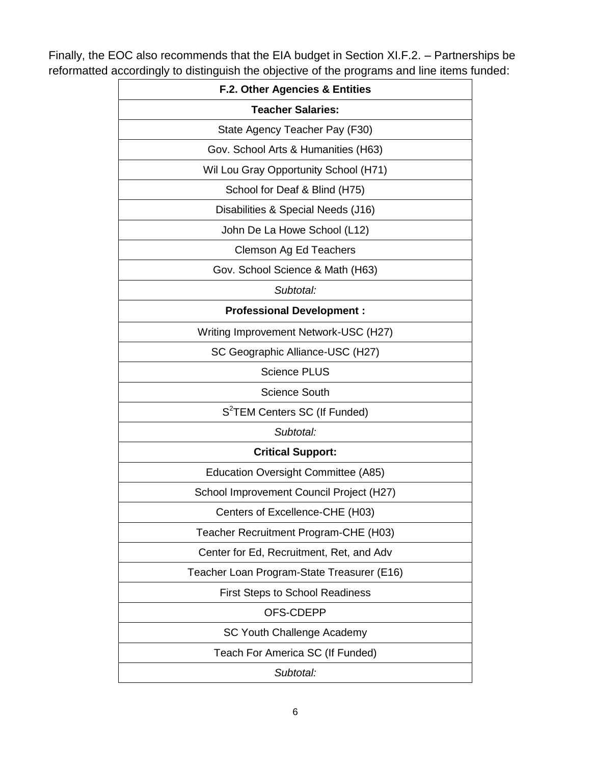Finally, the EOC also recommends that the EIA budget in Section XI.F.2. – Partnerships be reformatted accordingly to distinguish the objective of the programs and line items funded:

| **F.2. Other Agencies & Entities** |
|---|
| **Teacher Salaries:** |
| State Agency Teacher Pay (F30) |
| Gov. School Arts & Humanities (H63) |
| Wil Lou Gray Opportunity School (H71) |
| School for Deaf & Blind (H75) |
| Disabilities & Special Needs (J16) |
| John De La Howe School (L12) |
| Clemson Ag Ed Teachers |
| Gov. School Science & Math (H63) |
| *Subtotal:* |
| **Professional Development :** |
| Writing Improvement Network-USC (H27) |
| SC Geographic Alliance-USC (H27) |
| Science PLUS |
| Science South |
| $S^2$TEM Centers SC (If Funded) |
| *Subtotal:* |
| **Critical Support:** |
| Education Oversight Committee (A85) |
| School Improvement Council Project (H27) |
| Centers of Excellence-CHE (H03) |
| Teacher Recruitment Program-CHE (H03) |
| Center for Ed, Recruitment, Ret, and Adv |
| Teacher Loan Program-State Treasurer (E16) |
| First Steps to School Readiness |
| OFS-CDEPP |
| SC Youth Challenge Academy |
| Teach For America SC (If Funded) |
| *Subtotal:* |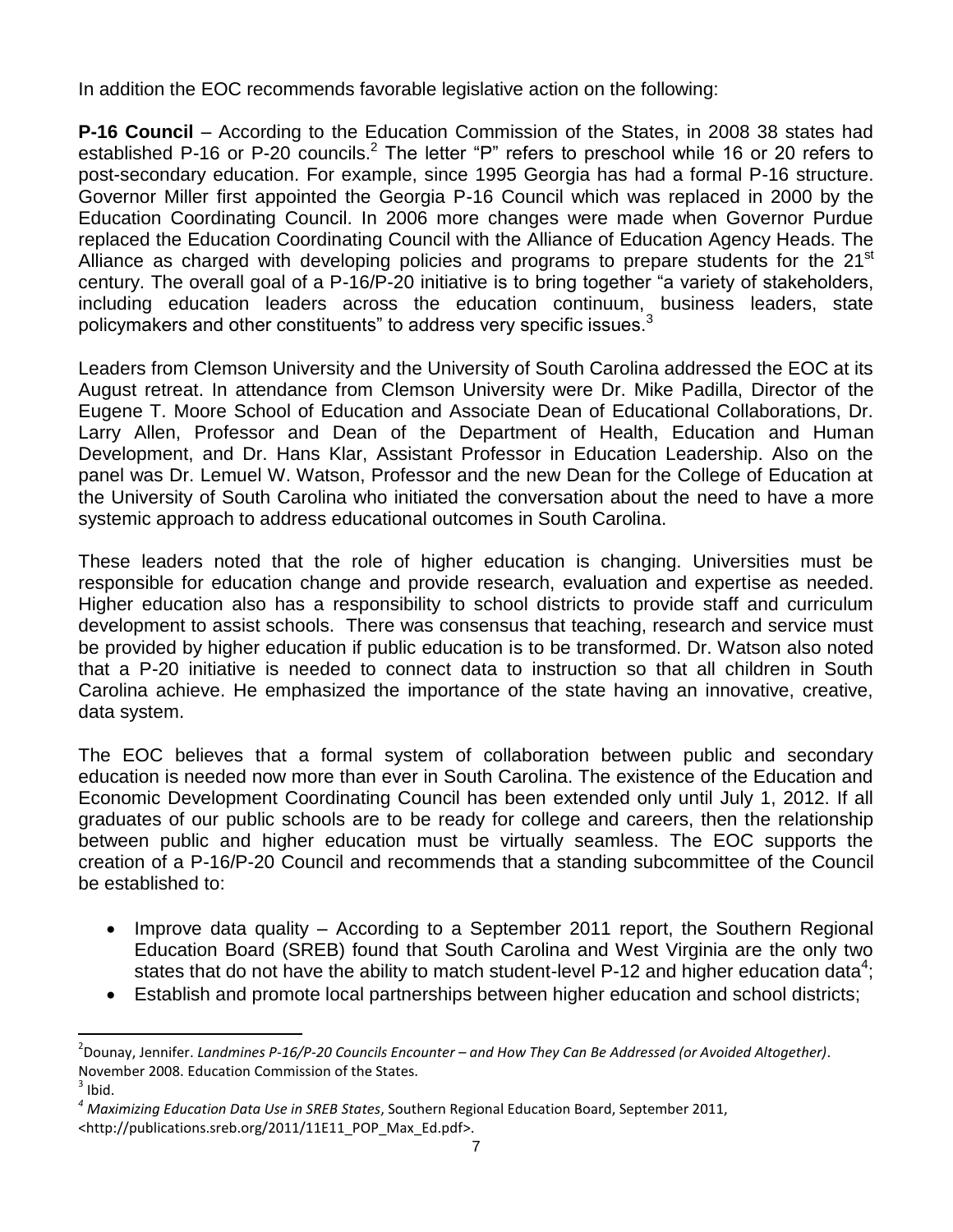In addition the EOC recommends favorable legislative action on the following:

**P-16 Council** – According to the Education Commission of the States, in 2008 38 states had established P-16 or P-20 councils.[2] The letter "P" refers to preschool while 16 or 20 refers to post-secondary education. For example, since 1995 Georgia has had a formal P-16 structure. Governor Miller first appointed the Georgia P-16 Council which was replaced in 2000 by the Education Coordinating Council. In 2006 more changes were made when Governor Purdue replaced the Education Coordinating Council with the Alliance of Education Agency Heads. The Alliance as charged with developing policies and programs to prepare students for the 21st century. The overall goal of a P-16/P-20 initiative is to bring together "a variety of stakeholders, including education leaders across the education continuum, business leaders, state policymakers and other constituents" to address very specific issues.[3]

Leaders from Clemson University and the University of South Carolina addressed the EOC at its August retreat. In attendance from Clemson University were Dr. Mike Padilla, Director of the Eugene T. Moore School of Education and Associate Dean of Educational Collaborations, Dr. Larry Allen, Professor and Dean of the Department of Health, Education and Human Development, and Dr. Hans Klar, Assistant Professor in Education Leadership. Also on the panel was Dr. Lemuel W. Watson, Professor and the new Dean for the College of Education at the University of South Carolina who initiated the conversation about the need to have a more systemic approach to address educational outcomes in South Carolina.

These leaders noted that the role of higher education is changing. Universities must be responsible for education change and provide research, evaluation and expertise as needed. Higher education also has a responsibility to school districts to provide staff and curriculum development to assist schools. There was consensus that teaching, research and service must be provided by higher education if public education is to be transformed. Dr. Watson also noted that a P-20 initiative is needed to connect data to instruction so that all children in South Carolina achieve. He emphasized the importance of the state having an innovative, creative, data system.

The EOC believes that a formal system of collaboration between public and secondary education is needed now more than ever in South Carolina. The existence of the Education and Economic Development Coordinating Council has been extended only until July 1, 2012. If all graduates of our public schools are to be ready for college and careers, then the relationship between public and higher education must be virtually seamless. The EOC supports the creation of a P-16/P-20 Council and recommends that a standing subcommittee of the Council be established to:

- Improve data quality – According to a September 2011 report, the Southern Regional Education Board (SREB) found that South Carolina and West Virginia are the only two states that do not have the ability to match student-level P-12 and higher education data[4];
- Establish and promote local partnerships between higher education and school districts;

---

[2] Dounay, Jennifer. *Landmines P-16/P-20 Councils Encounter – and How They Can Be Addressed (or Avoided Altogether)*. November 2008. Education Commission of the States.

[3] Ibid.

[4] *Maximizing Education Data Use in SREB States*, Southern Regional Education Board, September 2011, <http://publications.sreb.org/2011/11E11_POP_Max_Ed.pdf>.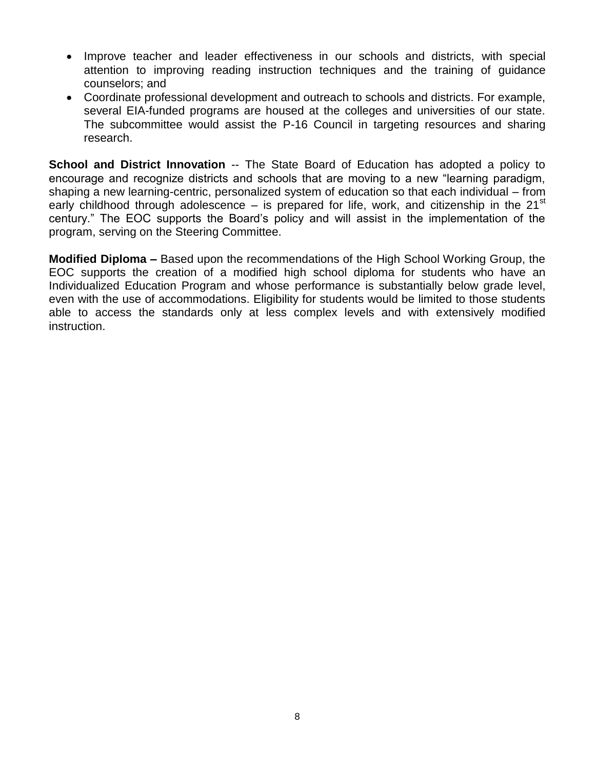- Improve teacher and leader effectiveness in our schools and districts, with special attention to improving reading instruction techniques and the training of guidance counselors; and
- Coordinate professional development and outreach to schools and districts. For example, several EIA-funded programs are housed at the colleges and universities of our state. The subcommittee would assist the P-16 Council in targeting resources and sharing research.

**School and District Innovation** -- The State Board of Education has adopted a policy to encourage and recognize districts and schools that are moving to a new "learning paradigm, shaping a new learning-centric, personalized system of education so that each individual – from early childhood through adolescence – is prepared for life, work, and citizenship in the 21st century." The EOC supports the Board's policy and will assist in the implementation of the program, serving on the Steering Committee.

**Modified Diploma –** Based upon the recommendations of the High School Working Group, the EOC supports the creation of a modified high school diploma for students who have an Individualized Education Program and whose performance is substantially below grade level, even with the use of accommodations. Eligibility for students would be limited to those students able to access the standards only at less complex levels and with extensively modified instruction.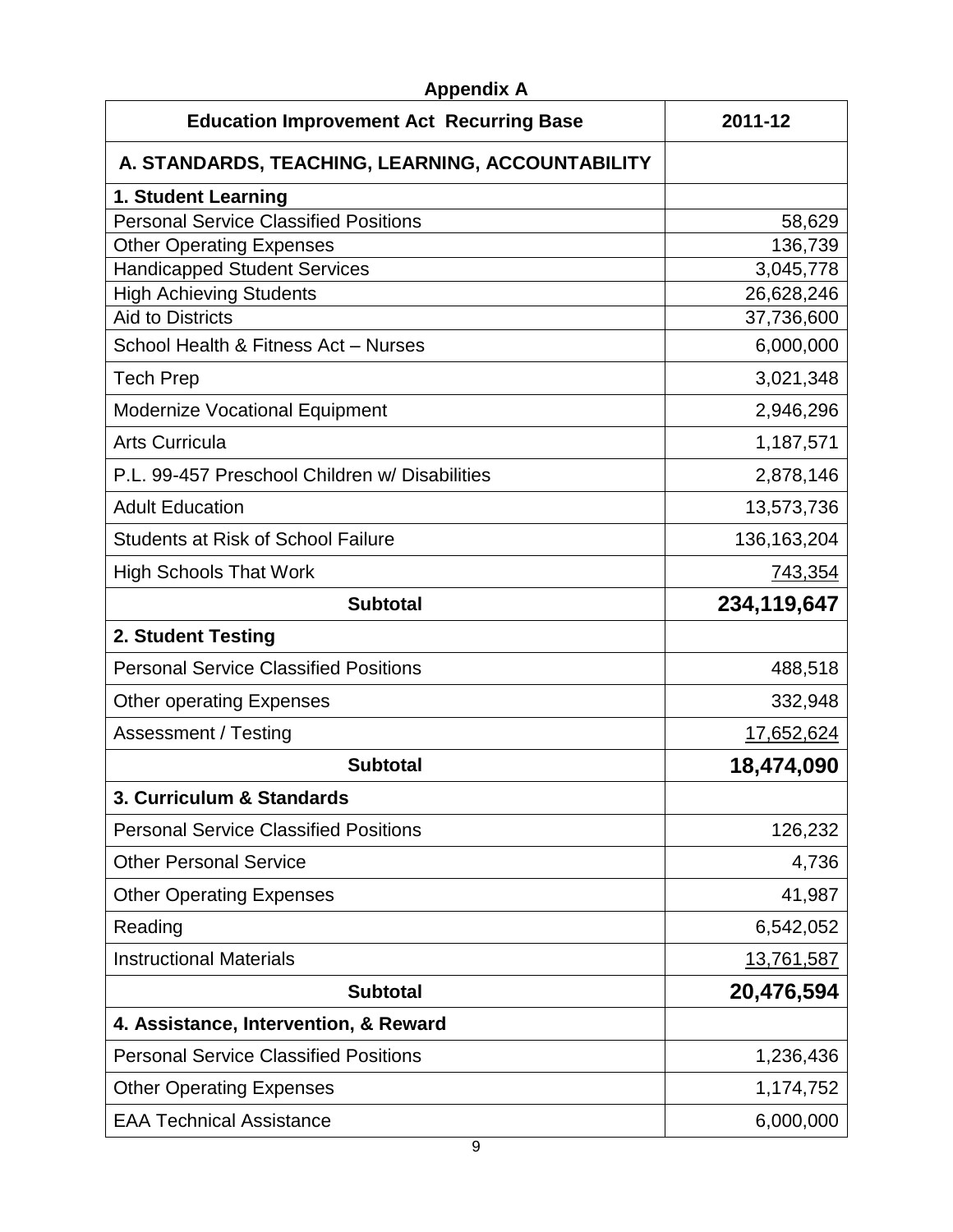## Appendix A

| Education Improvement Act Recurring Base | 2011-12 |
|---|---|
| **A. STANDARDS, TEACHING, LEARNING, ACCOUNTABILITY** | |
| **1. Student Learning** | |
| Personal Service Classified Positions | 58,629 |
| Other Operating Expenses | 136,739 |
| Handicapped Student Services | 3,045,778 |
| High Achieving Students | 26,628,246 |
| Aid to Districts | 37,736,600 |
| School Health & Fitness Act – Nurses | 6,000,000 |
| Tech Prep | 3,021,348 |
| Modernize Vocational Equipment | 2,946,296 |
| Arts Curricula | 1,187,571 |
| P.L. 99-457 Preschool Children w/ Disabilities | 2,878,146 |
| Adult Education | 13,573,736 |
| Students at Risk of School Failure | 136,163,204 |
| High Schools That Work | 743,354 |
| **Subtotal** | **234,119,647** |
| **2. Student Testing** | |
| Personal Service Classified Positions | 488,518 |
| Other operating Expenses | 332,948 |
| Assessment / Testing | 17,652,624 |
| **Subtotal** | **18,474,090** |
| **3. Curriculum & Standards** | |
| Personal Service Classified Positions | 126,232 |
| Other Personal Service | 4,736 |
| Other Operating Expenses | 41,987 |
| Reading | 6,542,052 |
| Instructional Materials | 13,761,587 |
| **Subtotal** | **20,476,594** |
| **4. Assistance, Intervention, & Reward** | |
| Personal Service Classified Positions | 1,236,436 |
| Other Operating Expenses | 1,174,752 |
| EAA Technical Assistance | 6,000,000 |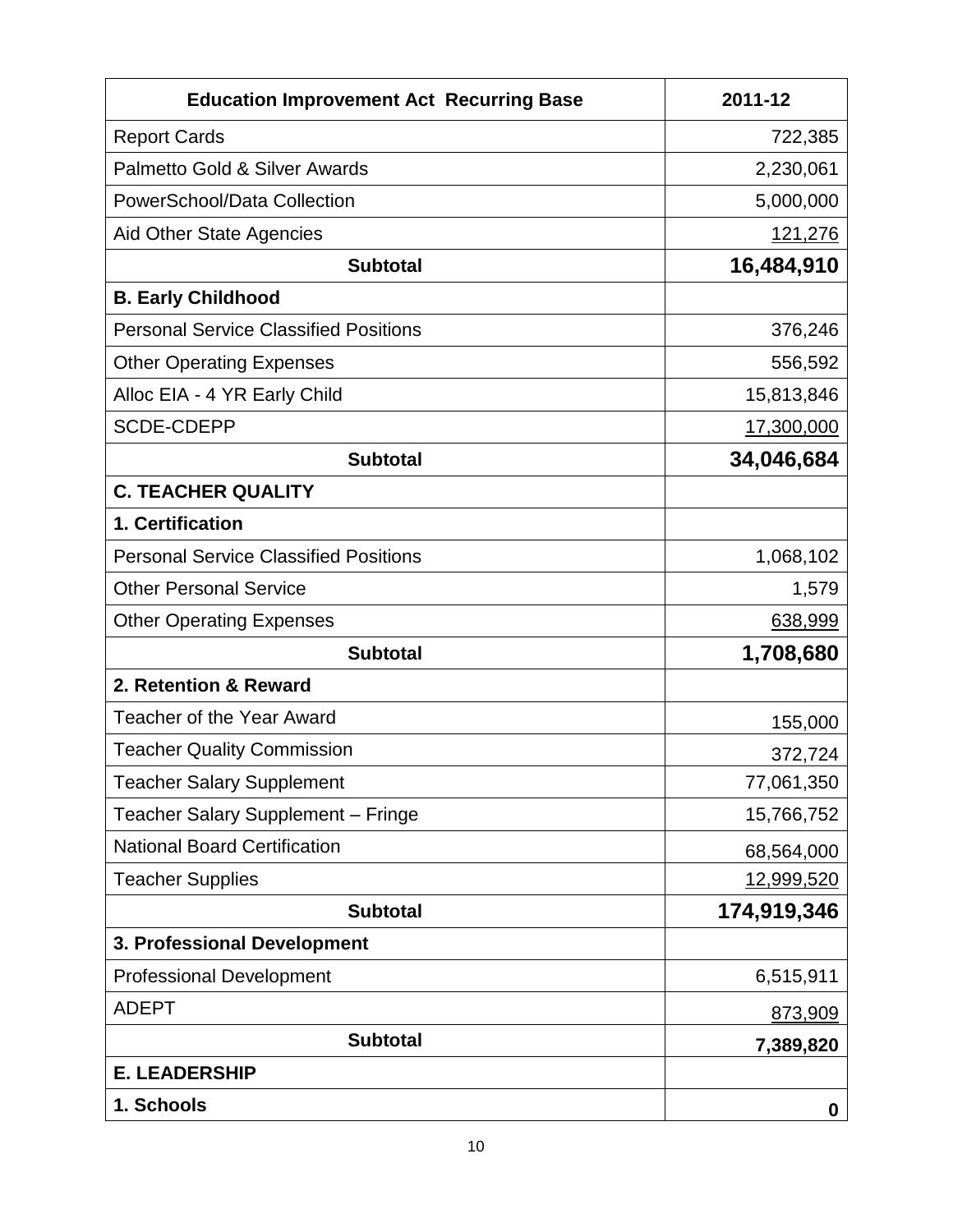| Education Improvement Act Recurring Base | 2011-12 |
|---|---|
| Report Cards | 722,385 |
| Palmetto Gold & Silver Awards | 2,230,061 |
| PowerSchool/Data Collection | 5,000,000 |
| Aid Other State Agencies | 121,276 |
| **Subtotal** | **16,484,910** |
| **B. Early Childhood** | |
| Personal Service Classified Positions | 376,246 |
| Other Operating Expenses | 556,592 |
| Alloc EIA - 4 YR Early Child | 15,813,846 |
| SCDE-CDEPP | 17,300,000 |
| **Subtotal** | **34,046,684** |
| **C. TEACHER QUALITY** | |
| **1. Certification** | |
| Personal Service Classified Positions | 1,068,102 |
| Other Personal Service | 1,579 |
| Other Operating Expenses | 638,999 |
| **Subtotal** | **1,708,680** |
| **2. Retention & Reward** | |
| Teacher of the Year Award | 155,000 |
| Teacher Quality Commission | 372,724 |
| Teacher Salary Supplement | 77,061,350 |
| Teacher Salary Supplement – Fringe | 15,766,752 |
| National Board Certification | 68,564,000 |
| Teacher Supplies | 12,999,520 |
| **Subtotal** | **174,919,346** |
| **3. Professional Development** | |
| Professional Development | 6,515,911 |
| ADEPT | 873,909 |
| **Subtotal** | **7,389,820** |
| **E. LEADERSHIP** | |
| **1. Schools** | **0** |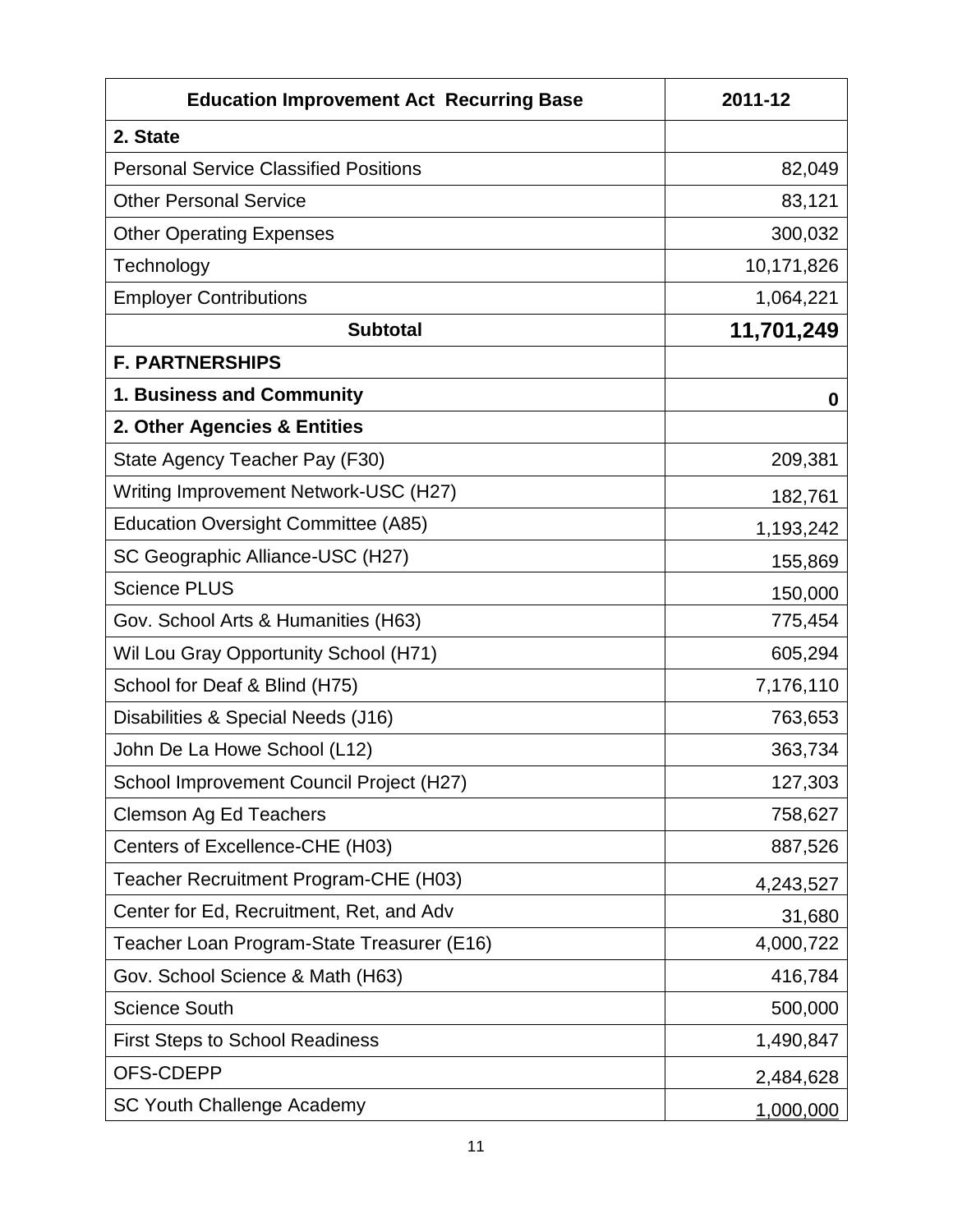| Education Improvement Act  Recurring Base | 2011-12 |
| --- | --- |
| **2. State** | |
| Personal Service Classified Positions | 82,049 |
| Other Personal Service | 83,121 |
| Other Operating Expenses | 300,032 |
| Technology | 10,171,826 |
| Employer Contributions | 1,064,221 |
| **Subtotal** | **11,701,249** |
| **F. PARTNERSHIPS** | |
| **1. Business and Community** | **0** |
| **2. Other Agencies & Entities** | |
| State Agency Teacher Pay (F30) | 209,381 |
| Writing Improvement Network-USC (H27) | 182,761 |
| Education Oversight Committee (A85) | 1,193,242 |
| SC Geographic Alliance-USC (H27) | 155,869 |
| Science PLUS | 150,000 |
| Gov. School Arts & Humanities (H63) | 775,454 |
| Wil Lou Gray Opportunity School (H71) | 605,294 |
| School for Deaf & Blind (H75) | 7,176,110 |
| Disabilities & Special Needs (J16) | 763,653 |
| John De La Howe School (L12) | 363,734 |
| School Improvement Council Project (H27) | 127,303 |
| Clemson Ag Ed Teachers | 758,627 |
| Centers of Excellence-CHE (H03) | 887,526 |
| Teacher Recruitment Program-CHE (H03) | 4,243,527 |
| Center for Ed, Recruitment, Ret, and Adv | 31,680 |
| Teacher Loan Program-State Treasurer (E16) | 4,000,722 |
| Gov. School Science & Math (H63) | 416,784 |
| Science South | 500,000 |
| First Steps to School Readiness | 1,490,847 |
| OFS-CDEPP | 2,484,628 |
| SC Youth Challenge Academy | 1,000,000 |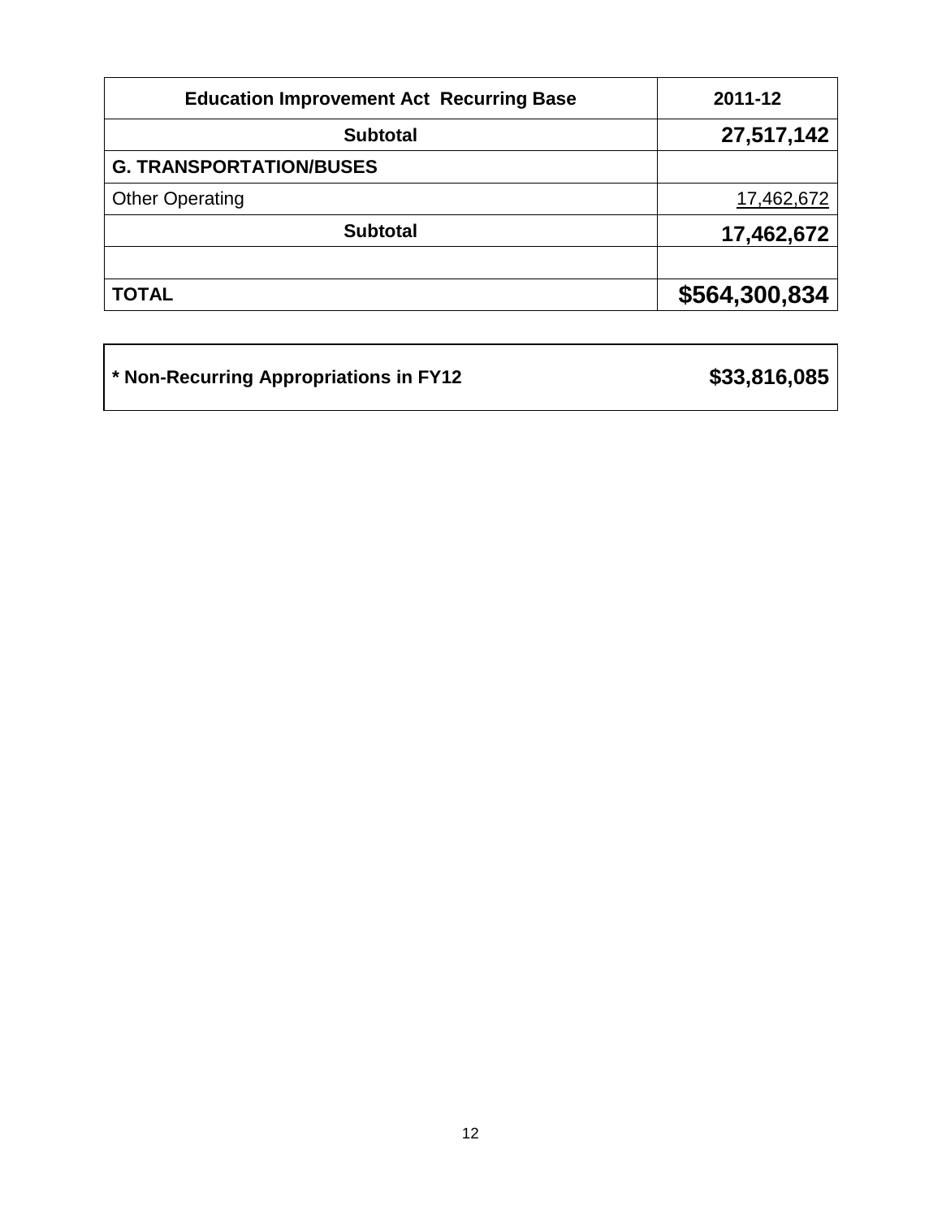| Education Improvement Act Recurring Base | 2011-12 |
| --- | --- |
| **Subtotal** | **27,517,142** |
| **G. TRANSPORTATION/BUSES** | |
| Other Operating | 17,462,672 |
| **Subtotal** | **17,462,672** |
| | |
| **TOTAL** | **$564,300,834** |

| | |
| --- | --- |
| **\* Non-Recurring Appropriations in FY12** | **$33,816,085** |